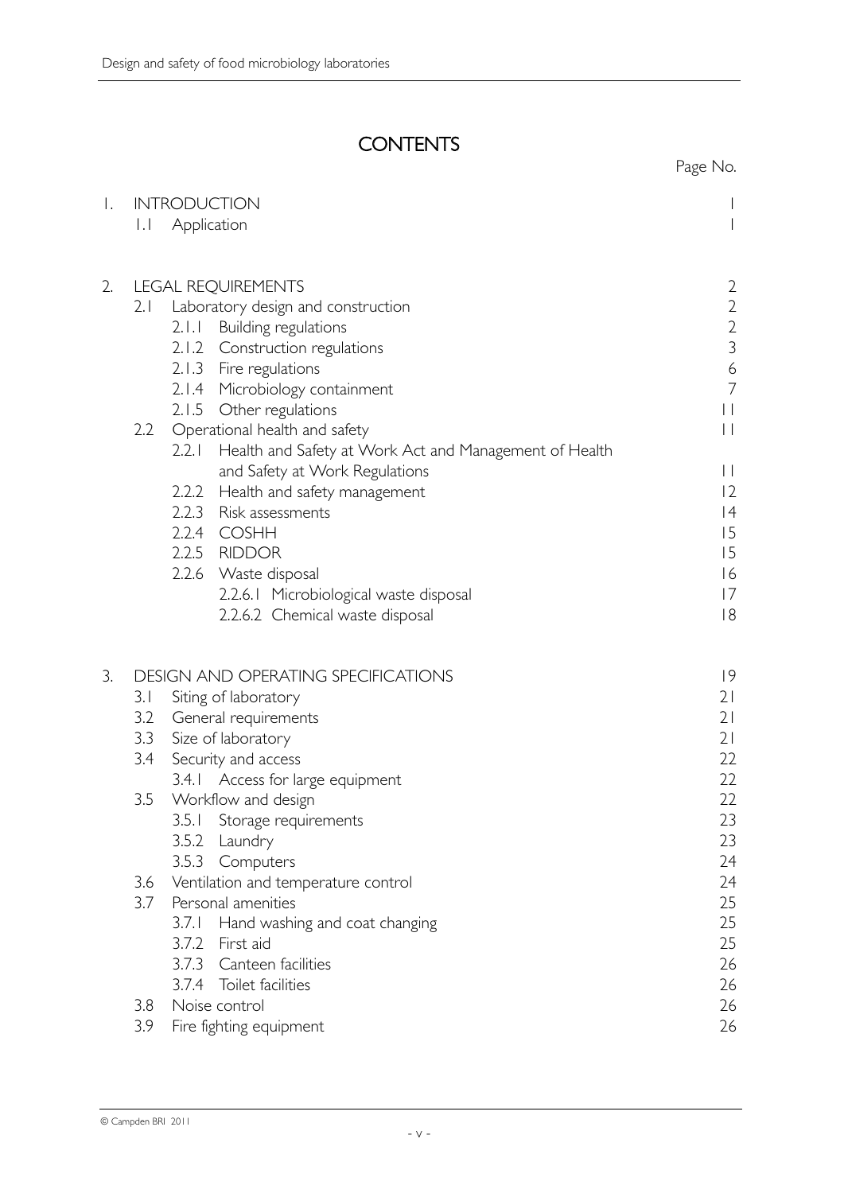# CONTENTS

| | Page No. |
|---|---|
| 1. INTRODUCTION | 1 |
| 1.1 Application | 1 |
| | |
| 2. LEGAL REQUIREMENTS | 2 |
| 2.1 Laboratory design and construction | 2 |
| 2.1.1 Building regulations | 2 |
| 2.1.2 Construction regulations | 3 |
| 2.1.3 Fire regulations | 6 |
| 2.1.4 Microbiology containment | 7 |
| 2.1.5 Other regulations | 11 |
| 2.2 Operational health and safety | 11 |
| 2.2.1 Health and Safety at Work Act and Management of Health and Safety at Work Regulations | 11 |
| 2.2.2 Health and safety management | 12 |
| 2.2.3 Risk assessments | 14 |
| 2.2.4 COSHH | 15 |
| 2.2.5 RIDDOR | 15 |
| 2.2.6 Waste disposal | 16 |
| 2.2.6.1 Microbiological waste disposal | 17 |
| 2.2.6.2 Chemical waste disposal | 18 |
| | |
| 3. DESIGN AND OPERATING SPECIFICATIONS | 19 |
| 3.1 Siting of laboratory | 21 |
| 3.2 General requirements | 21 |
| 3.3 Size of laboratory | 21 |
| 3.4 Security and access | 22 |
| 3.4.1 Access for large equipment | 22 |
| 3.5 Workflow and design | 22 |
| 3.5.1 Storage requirements | 23 |
| 3.5.2 Laundry | 23 |
| 3.5.3 Computers | 24 |
| 3.6 Ventilation and temperature control | 24 |
| 3.7 Personal amenities | 25 |
| 3.7.1 Hand washing and coat changing | 25 |
| 3.7.2 First aid | 25 |
| 3.7.3 Canteen facilities | 26 |
| 3.7.4 Toilet facilities | 26 |
| 3.8 Noise control | 26 |
| 3.9 Fire fighting equipment | 26 |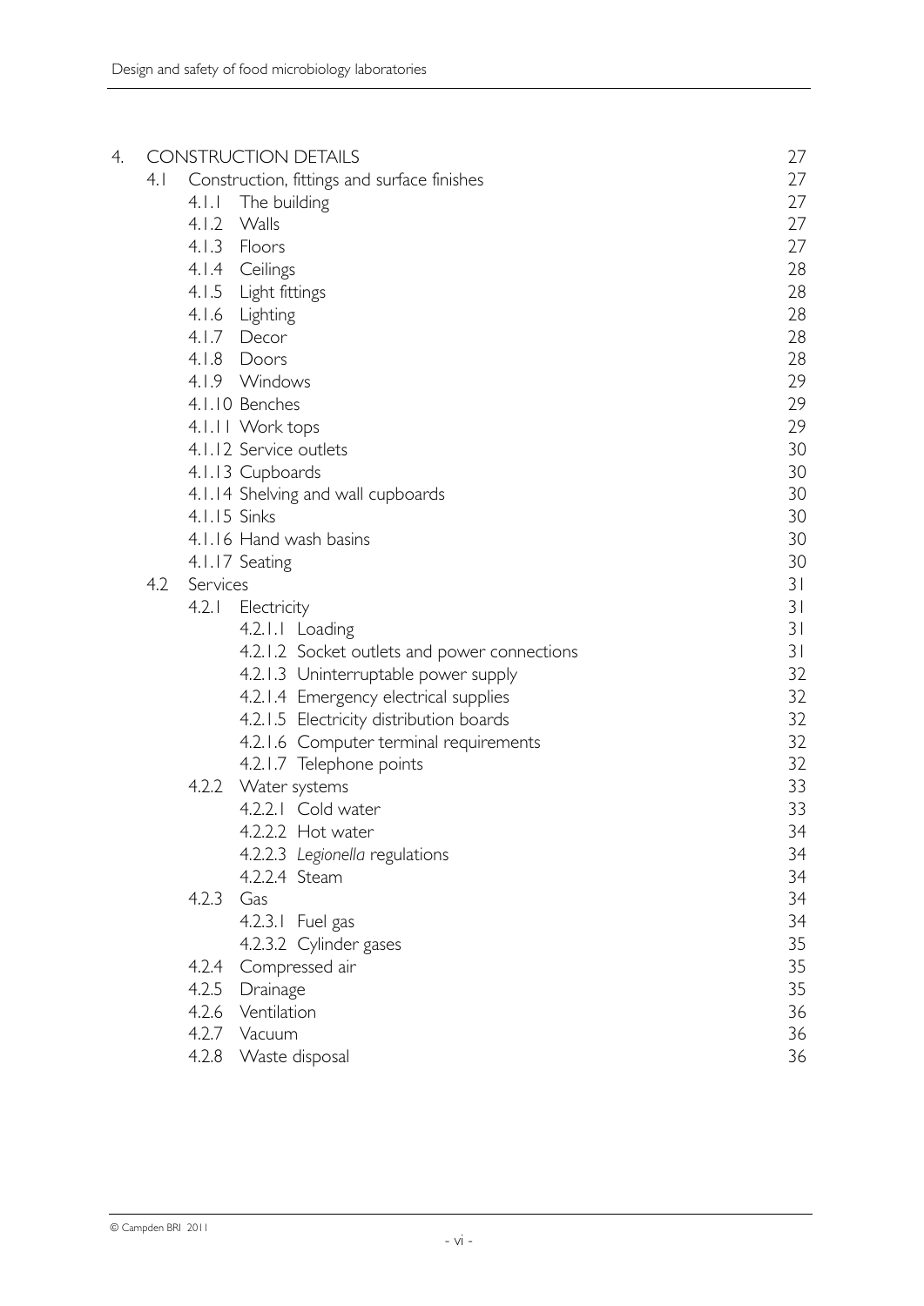| | | | |
|---|---|---|---|
| 4. | CONSTRUCTION DETAILS | | 27 |
| | 4.1 | Construction, fittings and surface finishes | 27 |
| | | 4.1.1 The building | 27 |
| | | 4.1.2 Walls | 27 |
| | | 4.1.3 Floors | 27 |
| | | 4.1.4 Ceilings | 28 |
| | | 4.1.5 Light fittings | 28 |
| | | 4.1.6 Lighting | 28 |
| | | 4.1.7 Decor | 28 |
| | | 4.1.8 Doors | 28 |
| | | 4.1.9 Windows | 29 |
| | | 4.1.10 Benches | 29 |
| | | 4.1.11 Work tops | 29 |
| | | 4.1.12 Service outlets | 30 |
| | | 4.1.13 Cupboards | 30 |
| | | 4.1.14 Shelving and wall cupboards | 30 |
| | | 4.1.15 Sinks | 30 |
| | | 4.1.16 Hand wash basins | 30 |
| | | 4.1.17 Seating | 30 |
| | 4.2 | Services | 31 |
| | | 4.2.1 Electricity | 31 |
| | | 4.2.1.1 Loading | 31 |
| | | 4.2.1.2 Socket outlets and power connections | 31 |
| | | 4.2.1.3 Uninterruptable power supply | 32 |
| | | 4.2.1.4 Emergency electrical supplies | 32 |
| | | 4.2.1.5 Electricity distribution boards | 32 |
| | | 4.2.1.6 Computer terminal requirements | 32 |
| | | 4.2.1.7 Telephone points | 32 |
| | | 4.2.2 Water systems | 33 |
| | | 4.2.2.1 Cold water | 33 |
| | | 4.2.2.2 Hot water | 34 |
| | | 4.2.2.3 *Legionella* regulations | 34 |
| | | 4.2.2.4 Steam | 34 |
| | | 4.2.3 Gas | 34 |
| | | 4.2.3.1 Fuel gas | 34 |
| | | 4.2.3.2 Cylinder gases | 35 |
| | | 4.2.4 Compressed air | 35 |
| | | 4.2.5 Drainage | 35 |
| | | 4.2.6 Ventilation | 36 |
| | | 4.2.7 Vacuum | 36 |
| | | 4.2.8 Waste disposal | 36 |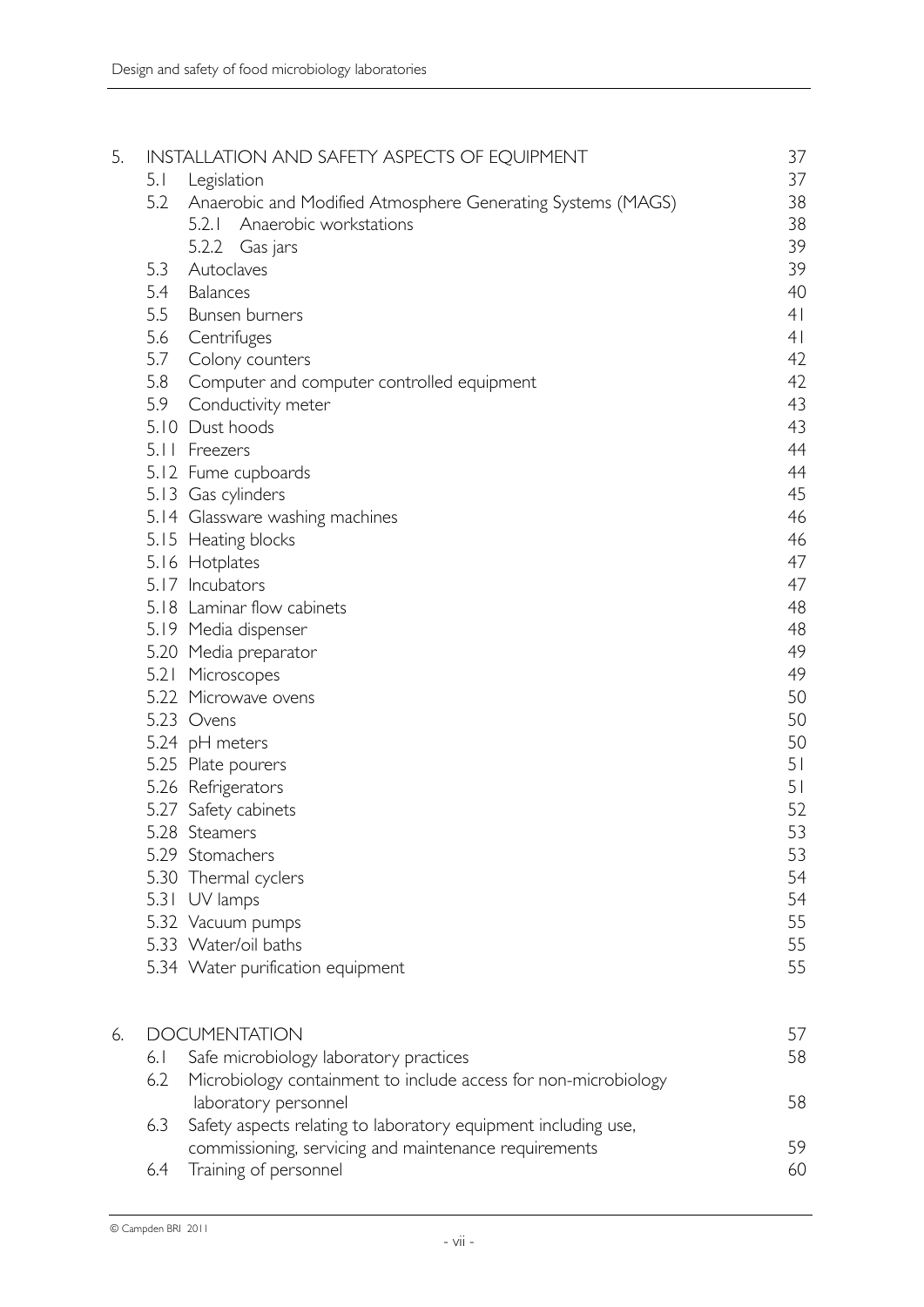| | | |
|---|---|---|
| 5. | INSTALLATION AND SAFETY ASPECTS OF EQUIPMENT | 37 |
| | 5.1 Legislation | 37 |
| | 5.2 Anaerobic and Modified Atmosphere Generating Systems (MAGS) | 38 |
| | 5.2.1 Anaerobic workstations | 38 |
| | 5.2.2 Gas jars | 39 |
| | 5.3 Autoclaves | 39 |
| | 5.4 Balances | 40 |
| | 5.5 Bunsen burners | 41 |
| | 5.6 Centrifuges | 41 |
| | 5.7 Colony counters | 42 |
| | 5.8 Computer and computer controlled equipment | 42 |
| | 5.9 Conductivity meter | 43 |
| | 5.10 Dust hoods | 43 |
| | 5.11 Freezers | 44 |
| | 5.12 Fume cupboards | 44 |
| | 5.13 Gas cylinders | 45 |
| | 5.14 Glassware washing machines | 46 |
| | 5.15 Heating blocks | 46 |
| | 5.16 Hotplates | 47 |
| | 5.17 Incubators | 47 |
| | 5.18 Laminar flow cabinets | 48 |
| | 5.19 Media dispenser | 48 |
| | 5.20 Media preparator | 49 |
| | 5.21 Microscopes | 49 |
| | 5.22 Microwave ovens | 50 |
| | 5.23 Ovens | 50 |
| | 5.24 pH meters | 50 |
| | 5.25 Plate pourers | 51 |
| | 5.26 Refrigerators | 51 |
| | 5.27 Safety cabinets | 52 |
| | 5.28 Steamers | 53 |
| | 5.29 Stomachers | 53 |
| | 5.30 Thermal cyclers | 54 |
| | 5.31 UV lamps | 54 |
| | 5.32 Vacuum pumps | 55 |
| | 5.33 Water/oil baths | 55 |
| | 5.34 Water purification equipment | 55 |
| 6. | DOCUMENTATION | 57 |
| | 6.1 Safe microbiology laboratory practices | 58 |
| | 6.2 Microbiology containment to include access for non-microbiology laboratory personnel | 58 |
| | 6.3 Safety aspects relating to laboratory equipment including use, commissioning, servicing and maintenance requirements | 59 |
| | 6.4 Training of personnel | 60 |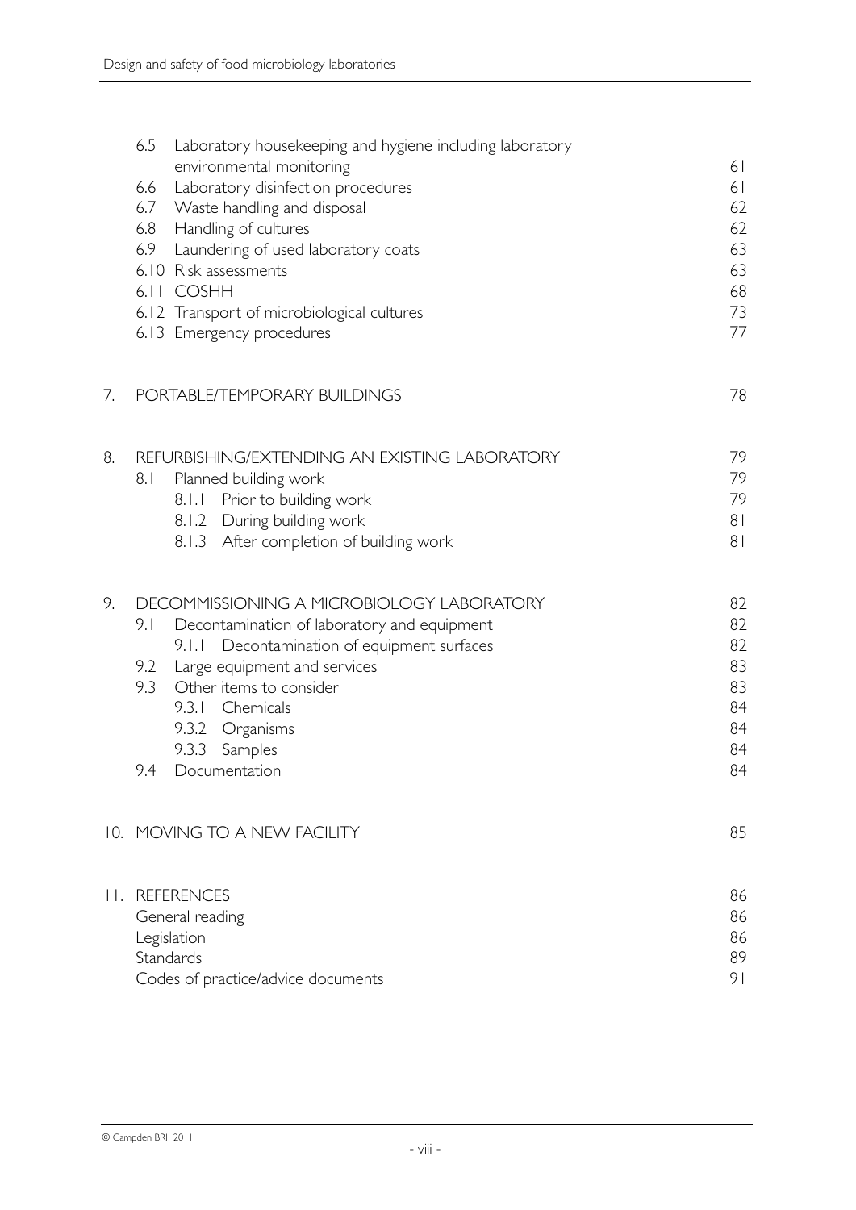| | | |
|---|---|---|
| | 6.5 Laboratory housekeeping and hygiene including laboratory environmental monitoring | 61 |
| | 6.6 Laboratory disinfection procedures | 61 |
| | 6.7 Waste handling and disposal | 62 |
| | 6.8 Handling of cultures | 62 |
| | 6.9 Laundering of used laboratory coats | 63 |
| | 6.10 Risk assessments | 63 |
| | 6.11 COSHH | 68 |
| | 6.12 Transport of microbiological cultures | 73 |
| | 6.13 Emergency procedures | 77 |
| 7. | PORTABLE/TEMPORARY BUILDINGS | 78 |
| 8. | REFURBISHING/EXTENDING AN EXISTING LABORATORY | 79 |
| | 8.1 Planned building work | 79 |
| | 8.1.1 Prior to building work | 79 |
| | 8.1.2 During building work | 81 |
| | 8.1.3 After completion of building work | 81 |
| 9. | DECOMMISSIONING A MICROBIOLOGY LABORATORY | 82 |
| | 9.1 Decontamination of laboratory and equipment | 82 |
| | 9.1.1 Decontamination of equipment surfaces | 82 |
| | 9.2 Large equipment and services | 83 |
| | 9.3 Other items to consider | 83 |
| | 9.3.1 Chemicals | 84 |
| | 9.3.2 Organisms | 84 |
| | 9.3.3 Samples | 84 |
| | 9.4 Documentation | 84 |
| 10. | MOVING TO A NEW FACILITY | 85 |
| 11. | REFERENCES | 86 |
| | General reading | 86 |
| | Legislation | 86 |
| | Standards | 89 |
| | Codes of practice/advice documents | 91 |

© Campden BRI 2011